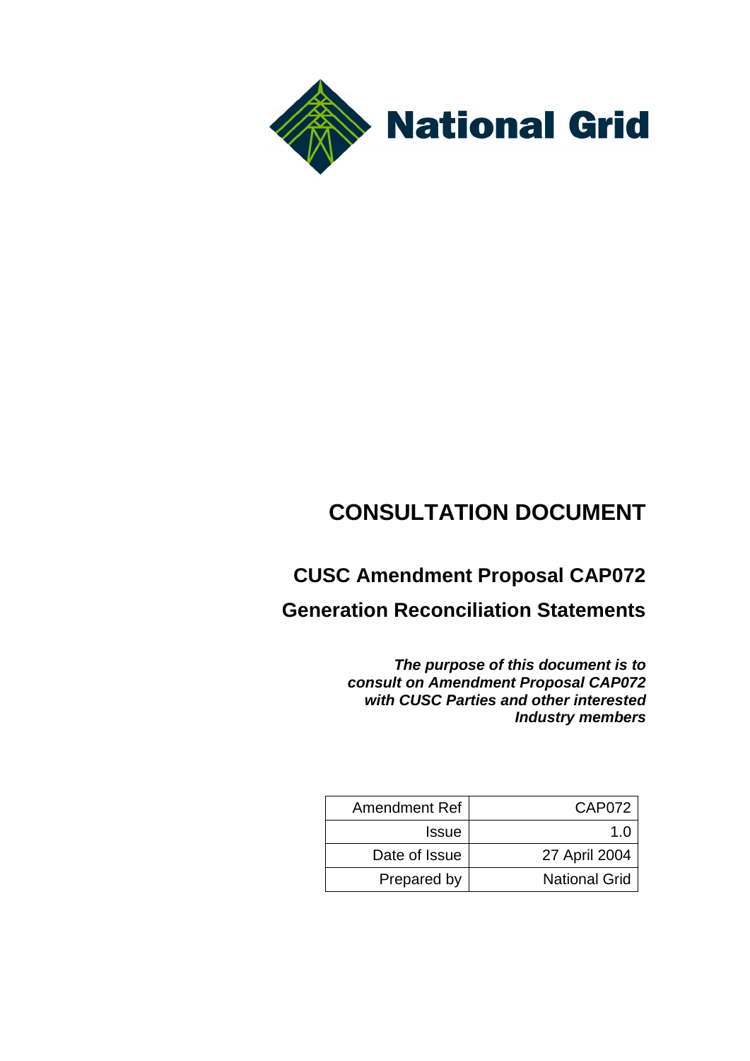National Grid

# CONSULTATION DOCUMENT

## CUSC Amendment Proposal CAP072

## Generation Reconciliation Statements

***The purpose of this document is to consult on Amendment Proposal CAP072 with CUSC Parties and other interested Industry members***

| Amendment Ref | CAP072 |
| --- | --- |
| Issue | 1.0 |
| Date of Issue | 27 April 2004 |
| Prepared by | National Grid |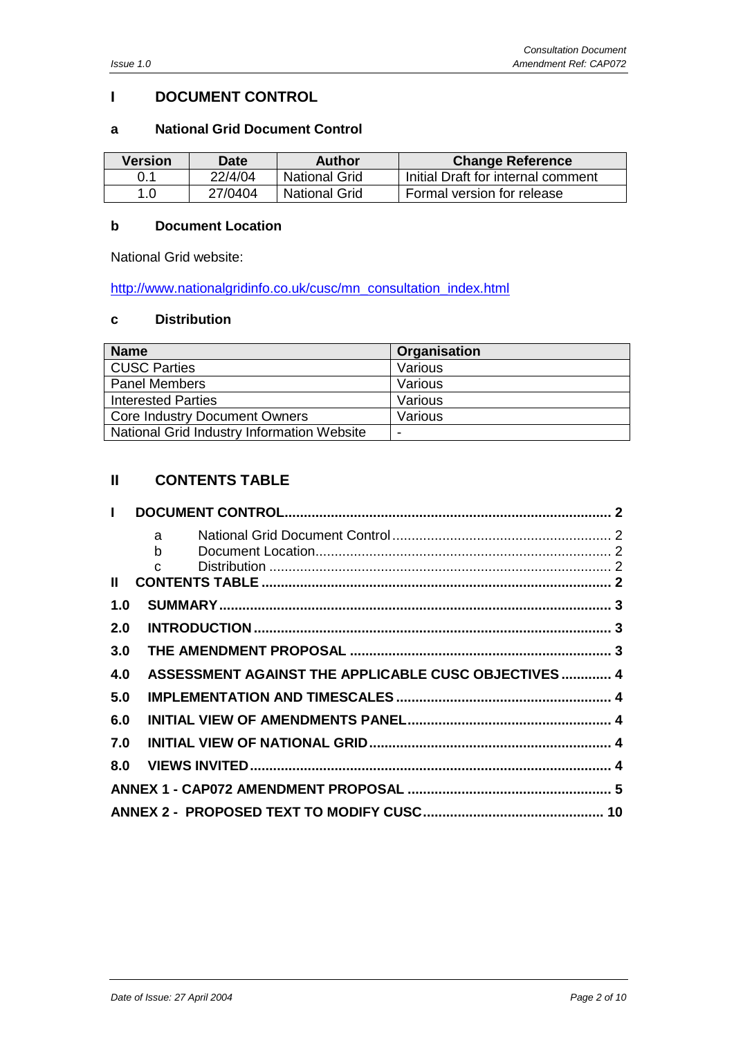# I DOCUMENT CONTROL

## a National Grid Document Control

| Version | Date | Author | Change Reference |
|---|---|---|---|
| 0.1 | 22/4/04 | National Grid | Initial Draft for internal comment |
| 1.0 | 27/0404 | National Grid | Formal version for release |

## b Document Location

National Grid website:

http://www.nationalgridinfo.co.uk/cusc/mn_consultation_index.html

## c Distribution

| Name | Organisation |
|---|---|
| CUSC Parties | Various |
| Panel Members | Various |
| Interested Parties | Various |
| Core Industry Document Owners | Various |
| National Grid Industry Information Website | - |

# II CONTENTS TABLE

**I DOCUMENT CONTROL** .......... 2
- a National Grid Document Control .......... 2
- b Document Location .......... 2
- c Distribution .......... 2

**II CONTENTS TABLE** .......... 2

**1.0 SUMMARY** .......... 3

**2.0 INTRODUCTION** .......... 3

**3.0 THE AMENDMENT PROPOSAL** .......... 3

**4.0 ASSESSMENT AGAINST THE APPLICABLE CUSC OBJECTIVES** .......... 4

**5.0 IMPLEMENTATION AND TIMESCALES** .......... 4

**6.0 INITIAL VIEW OF AMENDMENTS PANEL** .......... 4

**7.0 INITIAL VIEW OF NATIONAL GRID** .......... 4

**8.0 VIEWS INVITED** .......... 4

**ANNEX 1 - CAP072 AMENDMENT PROPOSAL** .......... 5

**ANNEX 2 - PROPOSED TEXT TO MODIFY CUSC** .......... 10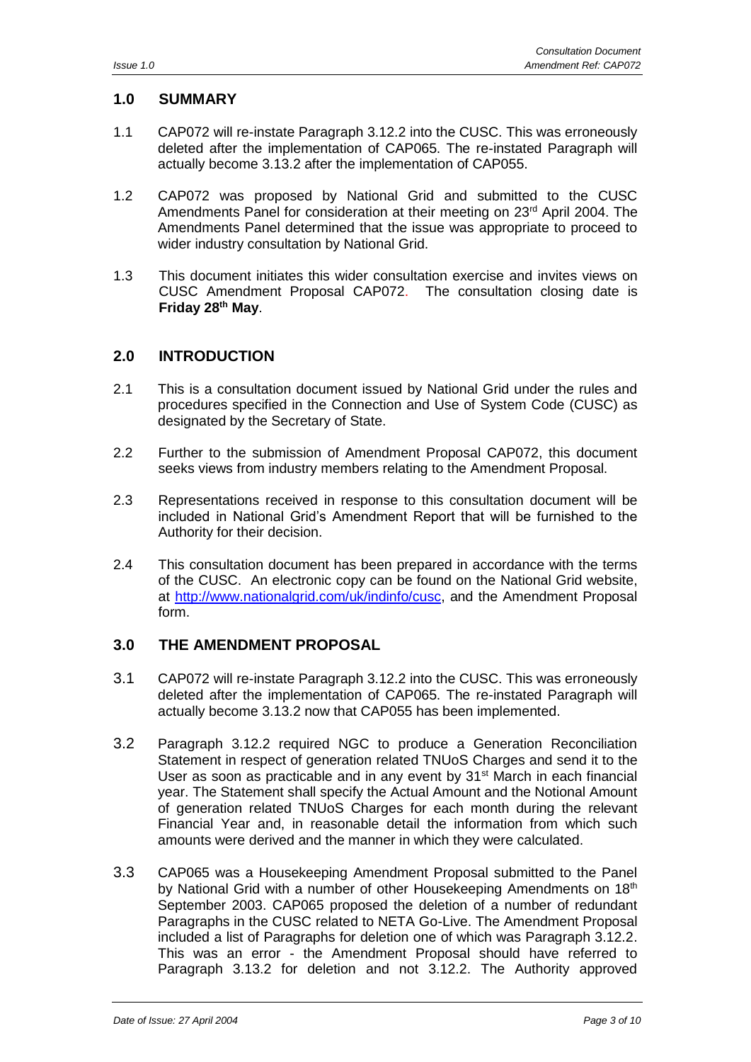## 1.0 SUMMARY

1.1 CAP072 will re-instate Paragraph 3.12.2 into the CUSC. This was erroneously deleted after the implementation of CAP065. The re-instated Paragraph will actually become 3.13.2 after the implementation of CAP055.

1.2 CAP072 was proposed by National Grid and submitted to the CUSC Amendments Panel for consideration at their meeting on 23rd April 2004. The Amendments Panel determined that the issue was appropriate to proceed to wider industry consultation by National Grid.

1.3 This document initiates this wider consultation exercise and invites views on CUSC Amendment Proposal CAP072. The consultation closing date is **Friday 28th May**.

## 2.0 INTRODUCTION

2.1 This is a consultation document issued by National Grid under the rules and procedures specified in the Connection and Use of System Code (CUSC) as designated by the Secretary of State.

2.2 Further to the submission of Amendment Proposal CAP072, this document seeks views from industry members relating to the Amendment Proposal.

2.3 Representations received in response to this consultation document will be included in National Grid's Amendment Report that will be furnished to the Authority for their decision.

2.4 This consultation document has been prepared in accordance with the terms of the CUSC. An electronic copy can be found on the National Grid website, at http://www.nationalgrid.com/uk/indinfo/cusc, and the Amendment Proposal form.

## 3.0 THE AMENDMENT PROPOSAL

3.1 CAP072 will re-instate Paragraph 3.12.2 into the CUSC. This was erroneously deleted after the implementation of CAP065. The re-instated Paragraph will actually become 3.13.2 now that CAP055 has been implemented.

3.2 Paragraph 3.12.2 required NGC to produce a Generation Reconciliation Statement in respect of generation related TNUoS Charges and send it to the User as soon as practicable and in any event by 31st March in each financial year. The Statement shall specify the Actual Amount and the Notional Amount of generation related TNUoS Charges for each month during the relevant Financial Year and, in reasonable detail the information from which such amounts were derived and the manner in which they were calculated.

3.3 CAP065 was a Housekeeping Amendment Proposal submitted to the Panel by National Grid with a number of other Housekeeping Amendments on 18th September 2003. CAP065 proposed the deletion of a number of redundant Paragraphs in the CUSC related to NETA Go-Live. The Amendment Proposal included a list of Paragraphs for deletion one of which was Paragraph 3.12.2. This was an error - the Amendment Proposal should have referred to Paragraph 3.13.2 for deletion and not 3.12.2. The Authority approved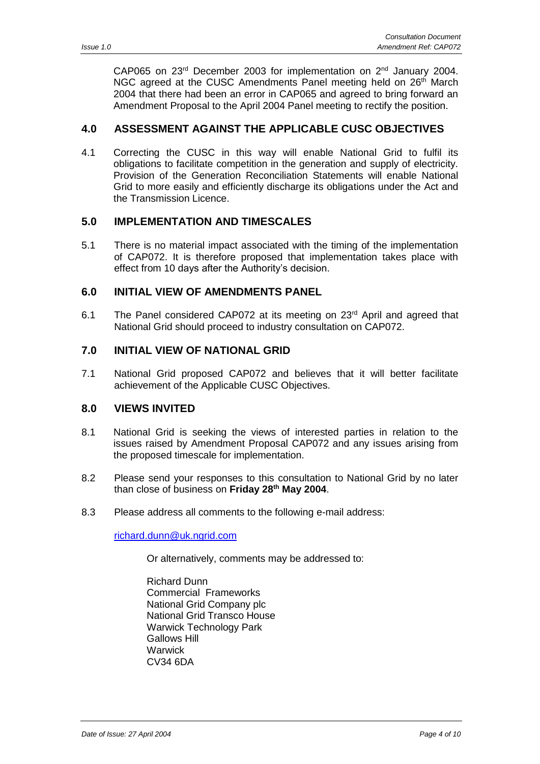CAP065 on 23rd December 2003 for implementation on 2nd January 2004. NGC agreed at the CUSC Amendments Panel meeting held on 26th March 2004 that there had been an error in CAP065 and agreed to bring forward an Amendment Proposal to the April 2004 Panel meeting to rectify the position.

## 4.0 ASSESSMENT AGAINST THE APPLICABLE CUSC OBJECTIVES

4.1 Correcting the CUSC in this way will enable National Grid to fulfil its obligations to facilitate competition in the generation and supply of electricity. Provision of the Generation Reconciliation Statements will enable National Grid to more easily and efficiently discharge its obligations under the Act and the Transmission Licence.

## 5.0 IMPLEMENTATION AND TIMESCALES

5.1 There is no material impact associated with the timing of the implementation of CAP072. It is therefore proposed that implementation takes place with effect from 10 days after the Authority's decision.

## 6.0 INITIAL VIEW OF AMENDMENTS PANEL

6.1 The Panel considered CAP072 at its meeting on 23rd April and agreed that National Grid should proceed to industry consultation on CAP072.

## 7.0 INITIAL VIEW OF NATIONAL GRID

7.1 National Grid proposed CAP072 and believes that it will better facilitate achievement of the Applicable CUSC Objectives.

## 8.0 VIEWS INVITED

8.1 National Grid is seeking the views of interested parties in relation to the issues raised by Amendment Proposal CAP072 and any issues arising from the proposed timescale for implementation.

8.2 Please send your responses to this consultation to National Grid by no later than close of business on **Friday 28th May 2004**.

8.3 Please address all comments to the following e-mail address:

richard.dunn@uk.ngrid.com

Or alternatively, comments may be addressed to:

Richard Dunn
Commercial Frameworks
National Grid Company plc
National Grid Transco House
Warwick Technology Park
Gallows Hill
Warwick
CV34 6DA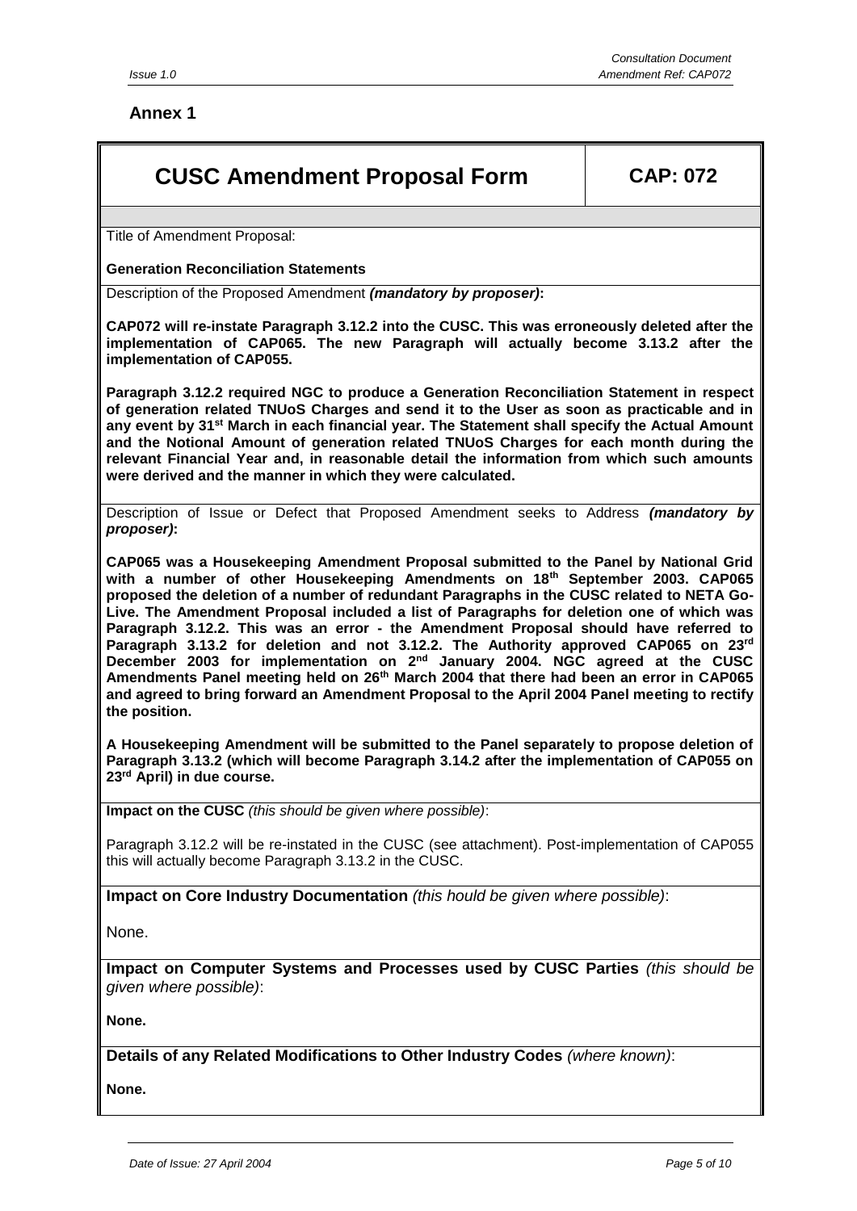## Annex 1

| **CUSC Amendment Proposal Form** | **CAP: 072** |
|---|---|

Title of Amendment Proposal:

**Generation Reconciliation Statements**

Description of the Proposed Amendment ***(mandatory by proposer)*:**

**CAP072 will re-instate Paragraph 3.12.2 into the CUSC. This was erroneously deleted after the implementation of CAP065. The new Paragraph will actually become 3.13.2 after the implementation of CAP055.**

**Paragraph 3.12.2 required NGC to produce a Generation Reconciliation Statement in respect of generation related TNUoS Charges and send it to the User as soon as practicable and in any event by 31st March in each financial year. The Statement shall specify the Actual Amount and the Notional Amount of generation related TNUoS Charges for each month during the relevant Financial Year and, in reasonable detail the information from which such amounts were derived and the manner in which they were calculated.**

Description of Issue or Defect that Proposed Amendment seeks to Address ***(mandatory by proposer)*:**

**CAP065 was a Housekeeping Amendment Proposal submitted to the Panel by National Grid with a number of other Housekeeping Amendments on 18th September 2003. CAP065 proposed the deletion of a number of redundant Paragraphs in the CUSC related to NETA Go-Live. The Amendment Proposal included a list of Paragraphs for deletion one of which was Paragraph 3.12.2. This was an error - the Amendment Proposal should have referred to Paragraph 3.13.2 for deletion and not 3.12.2. The Authority approved CAP065 on 23rd December 2003 for implementation on 2nd January 2004. NGC agreed at the CUSC Amendments Panel meeting held on 26th March 2004 that there had been an error in CAP065 and agreed to bring forward an Amendment Proposal to the April 2004 Panel meeting to rectify the position.**

**A Housekeeping Amendment will be submitted to the Panel separately to propose deletion of Paragraph 3.13.2 (which will become Paragraph 3.14.2 after the implementation of CAP055 on 23rd April) in due course.**

**Impact on the CUSC** *(this should be given where possible)*:

Paragraph 3.12.2 will be re-instated in the CUSC (see attachment). Post-implementation of CAP055 this will actually become Paragraph 3.13.2 in the CUSC.

**Impact on Core Industry Documentation** *(this hould be given where possible)*:

None.

**Impact on Computer Systems and Processes used by CUSC Parties** *(this should be given where possible)*:

**None.**

**Details of any Related Modifications to Other Industry Codes** *(where known)*:

**None.**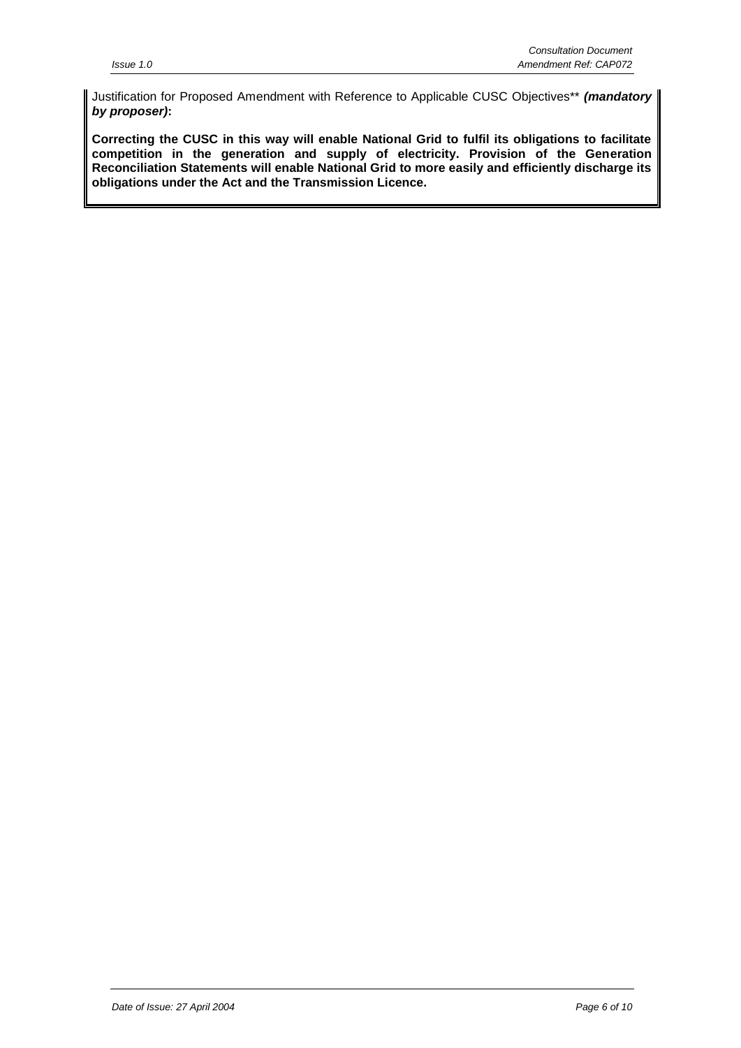Justification for Proposed Amendment with Reference to Applicable CUSC Objectives** ***(mandatory by proposer)*****:**

**Correcting the CUSC in this way will enable National Grid to fulfil its obligations to facilitate competition in the generation and supply of electricity. Provision of the Generation Reconciliation Statements will enable National Grid to more easily and efficiently discharge its obligations under the Act and the Transmission Licence.**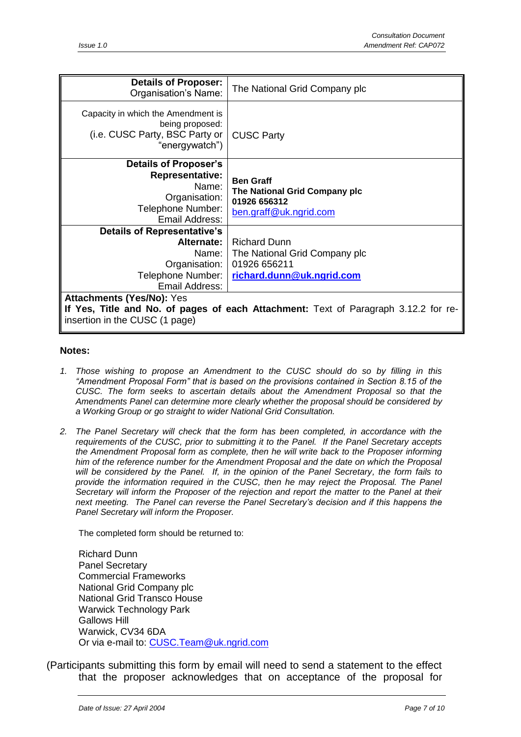| **Details of Proposer:** Organisation's Name: | The National Grid Company plc |
| --- | --- |
| Capacity in which the Amendment is being proposed: (i.e. CUSC Party, BSC Party or "energywatch") | CUSC Party |
| **Details of Proposer's Representative:** Name: Organisation: Telephone Number: Email Address: | **Ben Graff** **The National Grid Company plc** **01926 656312** ben.graff@uk.ngrid.com |
| **Details of Representative's Alternate:** Name: Organisation: Telephone Number: Email Address: | Richard Dunn The National Grid Company plc 01926 656211 **richard.dunn@uk.ngrid.com** |
| **Attachments (Yes/No):** Yes **If Yes, Title and No. of pages of each Attachment:** Text of Paragraph 3.12.2 for re-insertion in the CUSC (1 page) | |

**Notes:**

1. *Those wishing to propose an Amendment to the CUSC should do so by filling in this "Amendment Proposal Form" that is based on the provisions contained in Section 8.15 of the CUSC. The form seeks to ascertain details about the Amendment Proposal so that the Amendments Panel can determine more clearly whether the proposal should be considered by a Working Group or go straight to wider National Grid Consultation.*

2. *The Panel Secretary will check that the form has been completed, in accordance with the requirements of the CUSC, prior to submitting it to the Panel. If the Panel Secretary accepts the Amendment Proposal form as complete, then he will write back to the Proposer informing him of the reference number for the Amendment Proposal and the date on which the Proposal will be considered by the Panel. If, in the opinion of the Panel Secretary, the form fails to provide the information required in the CUSC, then he may reject the Proposal. The Panel Secretary will inform the Proposer of the rejection and report the matter to the Panel at their next meeting. The Panel can reverse the Panel Secretary's decision and if this happens the Panel Secretary will inform the Proposer.*

   The completed form should be returned to:

   Richard Dunn
   Panel Secretary
   Commercial Frameworks
   National Grid Company plc
   National Grid Transco House
   Warwick Technology Park
   Gallows Hill
   Warwick, CV34 6DA
   Or via e-mail to: CUSC.Team@uk.ngrid.com

(Participants submitting this form by email will need to send a statement to the effect that the proposer acknowledges that on acceptance of the proposal for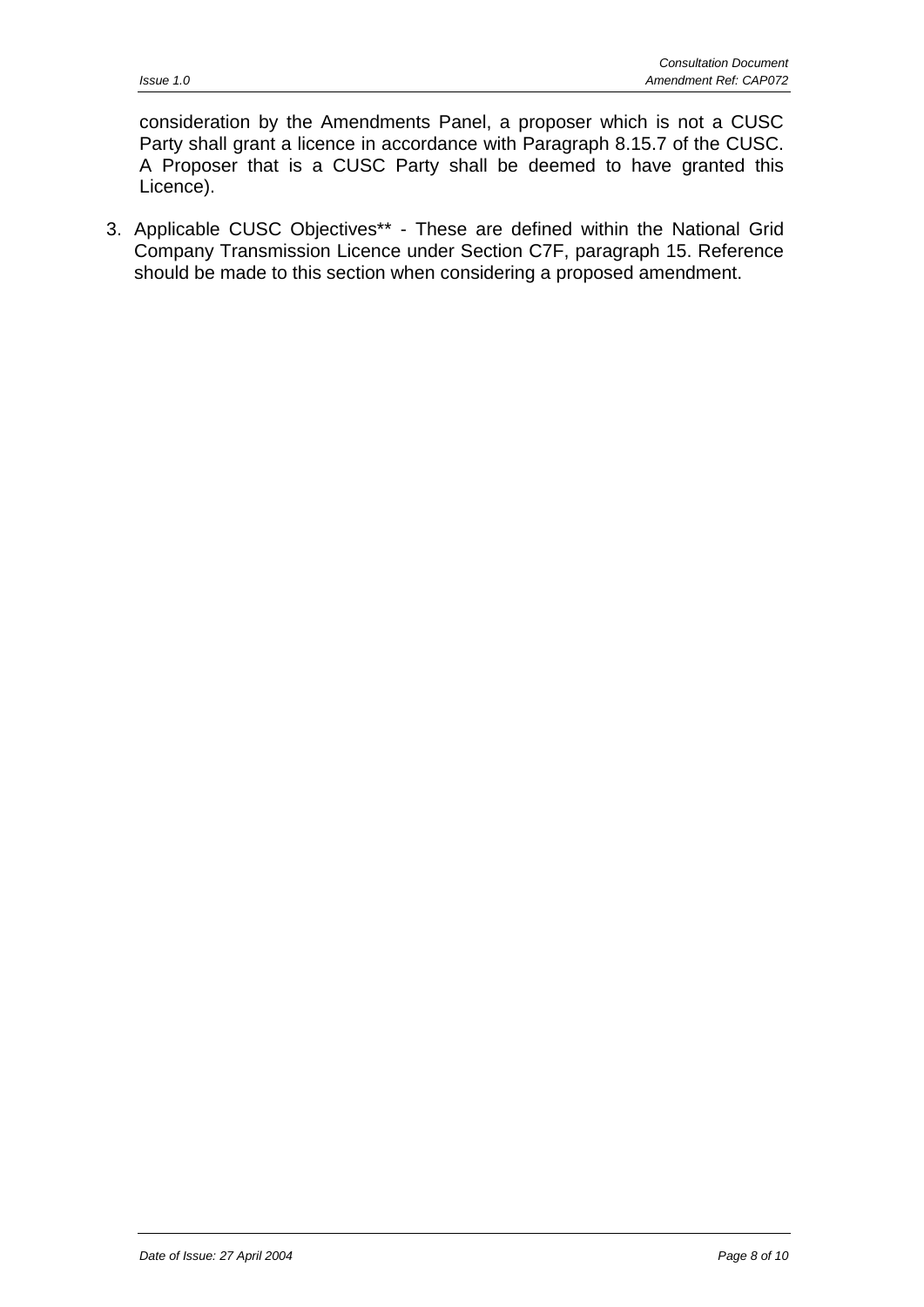consideration by the Amendments Panel, a proposer which is not a CUSC Party shall grant a licence in accordance with Paragraph 8.15.7 of the CUSC. A Proposer that is a CUSC Party shall be deemed to have granted this Licence).

3. Applicable CUSC Objectives** - These are defined within the National Grid Company Transmission Licence under Section C7F, paragraph 15. Reference should be made to this section when considering a proposed amendment.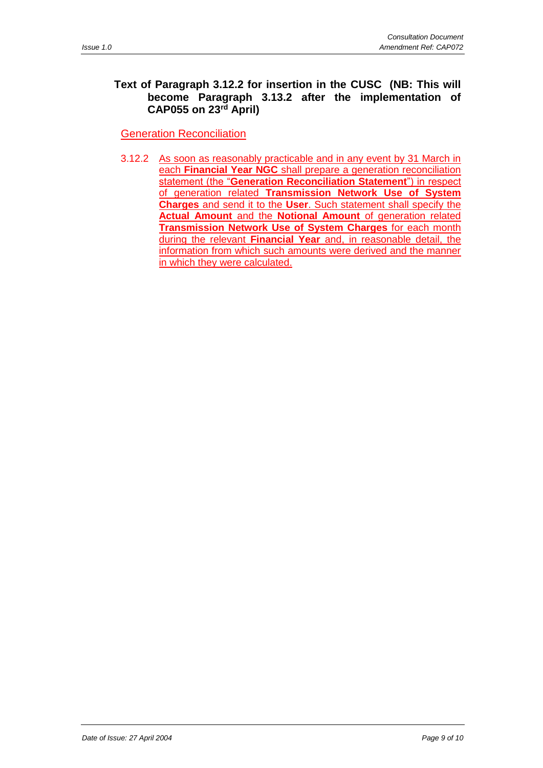**Text of Paragraph 3.12.2 for insertion in the CUSC (NB: This will become Paragraph 3.13.2 after the implementation of CAP055 on 23rd April)**

Generation Reconciliation

3.12.2 As soon as reasonably practicable and in any event by 31 March in each **Financial Year NGC** shall prepare a generation reconciliation statement (the "**Generation Reconciliation Statement**") in respect of generation related **Transmission Network Use of System Charges** and send it to the **User**. Such statement shall specify the **Actual Amount** and the **Notional Amount** of generation related **Transmission Network Use of System Charges** for each month during the relevant **Financial Year** and, in reasonable detail, the information from which such amounts were derived and the manner in which they were calculated.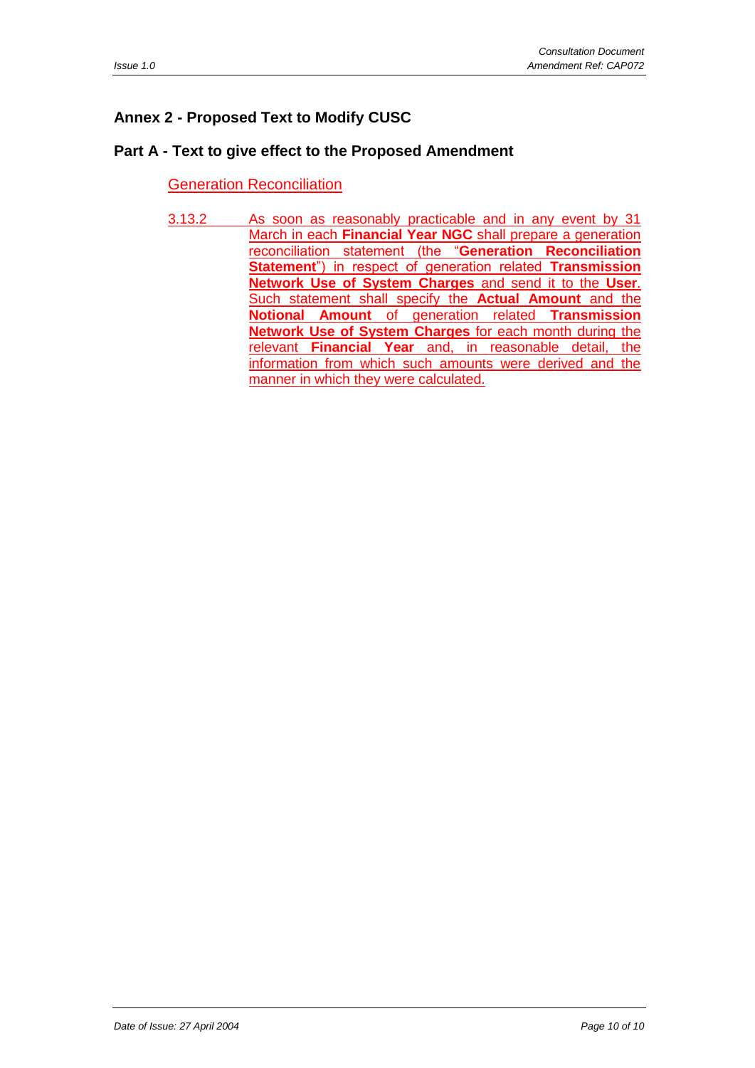## Annex 2 - Proposed Text to Modify CUSC

## Part A - Text to give effect to the Proposed Amendment

Generation Reconciliation

3.13.2 As soon as reasonably practicable and in any event by 31 March in each **Financial Year NGC** shall prepare a generation reconciliation statement (the "**Generation Reconciliation Statement**") in respect of generation related **Transmission Network Use of System Charges** and send it to the **User**. Such statement shall specify the **Actual Amount** and the **Notional Amount** of generation related **Transmission Network Use of System Charges** for each month during the relevant **Financial Year** and, in reasonable detail, the information from which such amounts were derived and the manner in which they were calculated.